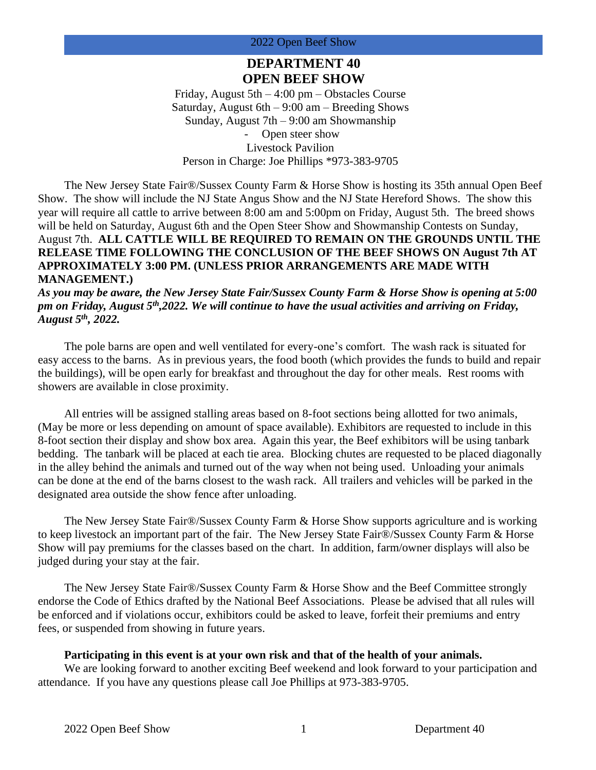# DEPARTMENT 40
# OPEN BEEF SHOW

Friday, August 5th – 4:00 pm – Obstacles Course
Saturday, August 6th – 9:00 am – Breeding Shows
Sunday, August 7th – 9:00 am Showmanship
- Open steer show

Livestock Pavilion
Person in Charge: Joe Phillips *973-383-9705

The New Jersey State Fair®/Sussex County Farm & Horse Show is hosting its 35th annual Open Beef Show. The show will include the NJ State Angus Show and the NJ State Hereford Shows. The show this year will require all cattle to arrive between 8:00 am and 5:00pm on Friday, August 5th. The breed shows will be held on Saturday, August 6th and the Open Steer Show and Showmanship Contests on Sunday, August 7th. **ALL CATTLE WILL BE REQUIRED TO REMAIN ON THE GROUNDS UNTIL THE RELEASE TIME FOLLOWING THE CONCLUSION OF THE BEEF SHOWS ON August 7th AT APPROXIMATELY 3:00 PM. (UNLESS PRIOR ARRANGEMENTS ARE MADE WITH MANAGEMENT.)**

***As you may be aware, the New Jersey State Fair/Sussex County Farm & Horse Show is opening at 5:00 pm on Friday, August 5th,2022. We will continue to have the usual activities and arriving on Friday, August 5th, 2022.***

The pole barns are open and well ventilated for every-one's comfort. The wash rack is situated for easy access to the barns. As in previous years, the food booth (which provides the funds to build and repair the buildings), will be open early for breakfast and throughout the day for other meals. Rest rooms with showers are available in close proximity.

All entries will be assigned stalling areas based on 8-foot sections being allotted for two animals, (May be more or less depending on amount of space available). Exhibitors are requested to include in this 8-foot section their display and show box area. Again this year, the Beef exhibitors will be using tanbark bedding. The tanbark will be placed at each tie area. Blocking chutes are requested to be placed diagonally in the alley behind the animals and turned out of the way when not being used. Unloading your animals can be done at the end of the barns closest to the wash rack. All trailers and vehicles will be parked in the designated area outside the show fence after unloading.

The New Jersey State Fair®/Sussex County Farm & Horse Show supports agriculture and is working to keep livestock an important part of the fair. The New Jersey State Fair®/Sussex County Farm & Horse Show will pay premiums for the classes based on the chart. In addition, farm/owner displays will also be judged during your stay at the fair.

The New Jersey State Fair®/Sussex County Farm & Horse Show and the Beef Committee strongly endorse the Code of Ethics drafted by the National Beef Associations. Please be advised that all rules will be enforced and if violations occur, exhibitors could be asked to leave, forfeit their premiums and entry fees, or suspended from showing in future years.

**Participating in this event is at your own risk and that of the health of your animals.**

We are looking forward to another exciting Beef weekend and look forward to your participation and attendance. If you have any questions please call Joe Phillips at 973-383-9705.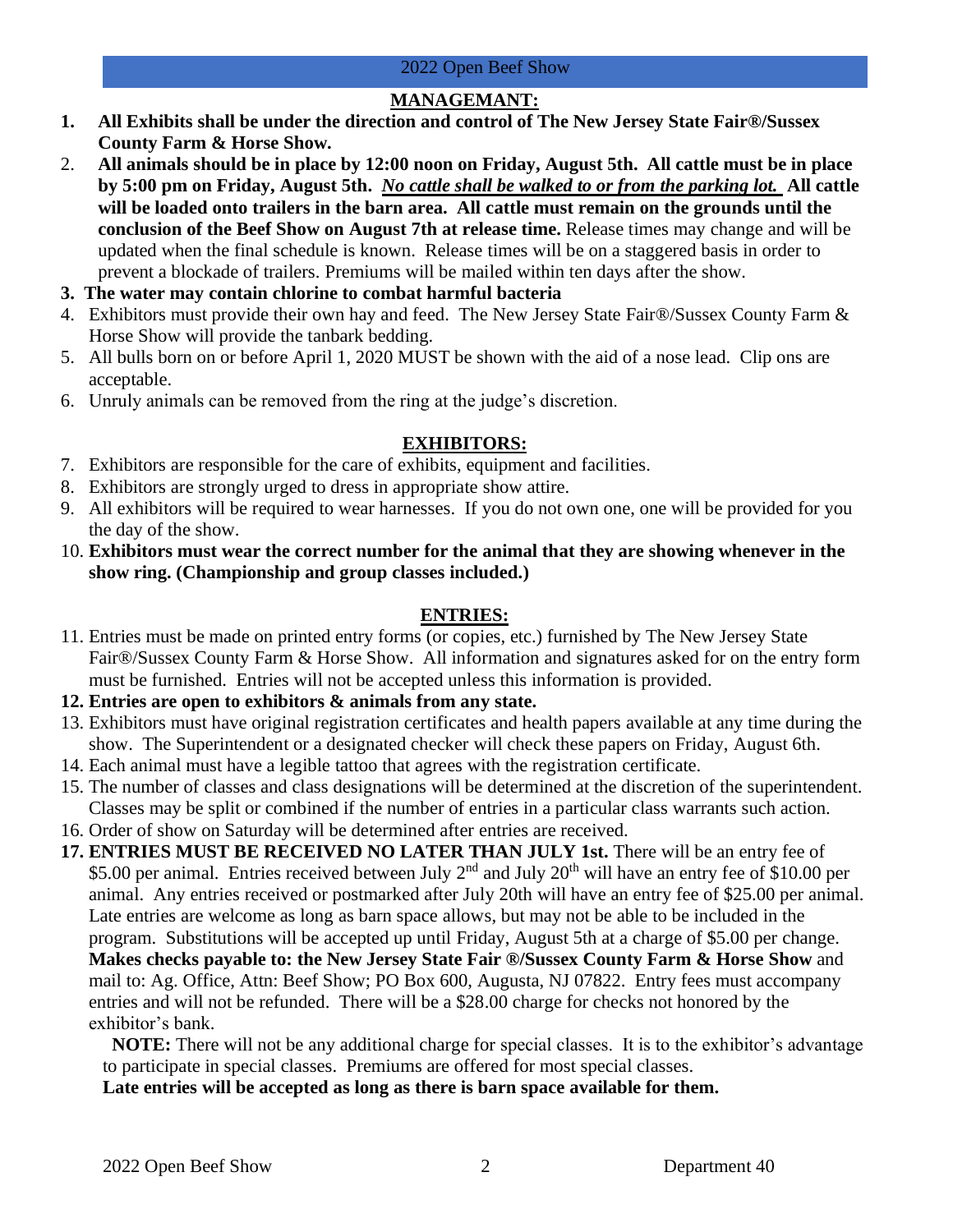## MANAGEMANT:

1. **All Exhibits shall be under the direction and control of The New Jersey State Fair®/Sussex County Farm & Horse Show.**
2. **All animals should be in place by 12:00 noon on Friday, August 5th. All cattle must be in place by 5:00 pm on Friday, August 5th.** ***No cattle shall be walked to or from the parking lot.*** **All cattle will be loaded onto trailers in the barn area. All cattle must remain on the grounds until the conclusion of the Beef Show on August 7th at release time.** Release times may change and will be updated when the final schedule is known. Release times will be on a staggered basis in order to prevent a blockade of trailers. Premiums will be mailed within ten days after the show.
3. **The water may contain chlorine to combat harmful bacteria**
4. Exhibitors must provide their own hay and feed. The New Jersey State Fair®/Sussex County Farm & Horse Show will provide the tanbark bedding.
5. All bulls born on or before April 1, 2020 MUST be shown with the aid of a nose lead. Clip ons are acceptable.
6. Unruly animals can be removed from the ring at the judge's discretion.

## EXHIBITORS:

7. Exhibitors are responsible for the care of exhibits, equipment and facilities.
8. Exhibitors are strongly urged to dress in appropriate show attire.
9. All exhibitors will be required to wear harnesses. If you do not own one, one will be provided for you the day of the show.
10. **Exhibitors must wear the correct number for the animal that they are showing whenever in the show ring. (Championship and group classes included.)**

## ENTRIES:

11. Entries must be made on printed entry forms (or copies, etc.) furnished by The New Jersey State Fair®/Sussex County Farm & Horse Show. All information and signatures asked for on the entry form must be furnished. Entries will not be accepted unless this information is provided.
12. **Entries are open to exhibitors & animals from any state.**
13. Exhibitors must have original registration certificates and health papers available at any time during the show. The Superintendent or a designated checker will check these papers on Friday, August 6th.
14. Each animal must have a legible tattoo that agrees with the registration certificate.
15. The number of classes and class designations will be determined at the discretion of the superintendent. Classes may be split or combined if the number of entries in a particular class warrants such action.
16. Order of show on Saturday will be determined after entries are received.
17. **ENTRIES MUST BE RECEIVED NO LATER THAN JULY 1st.** There will be an entry fee of \$5.00 per animal. Entries received between July 2nd and July 20th will have an entry fee of \$10.00 per animal. Any entries received or postmarked after July 20th will have an entry fee of \$25.00 per animal. Late entries are welcome as long as barn space allows, but may not be able to be included in the program. Substitutions will be accepted up until Friday, August 5th at a charge of \$5.00 per change. **Makes checks payable to: the New Jersey State Fair ®/Sussex County Farm & Horse Show** and mail to: Ag. Office, Attn: Beef Show; PO Box 600, Augusta, NJ 07822. Entry fees must accompany entries and will not be refunded. There will be a \$28.00 charge for checks not honored by the exhibitor's bank.

    **NOTE:** There will not be any additional charge for special classes. It is to the exhibitor's advantage to participate in special classes. Premiums are offered for most special classes.

    **Late entries will be accepted as long as there is barn space available for them.**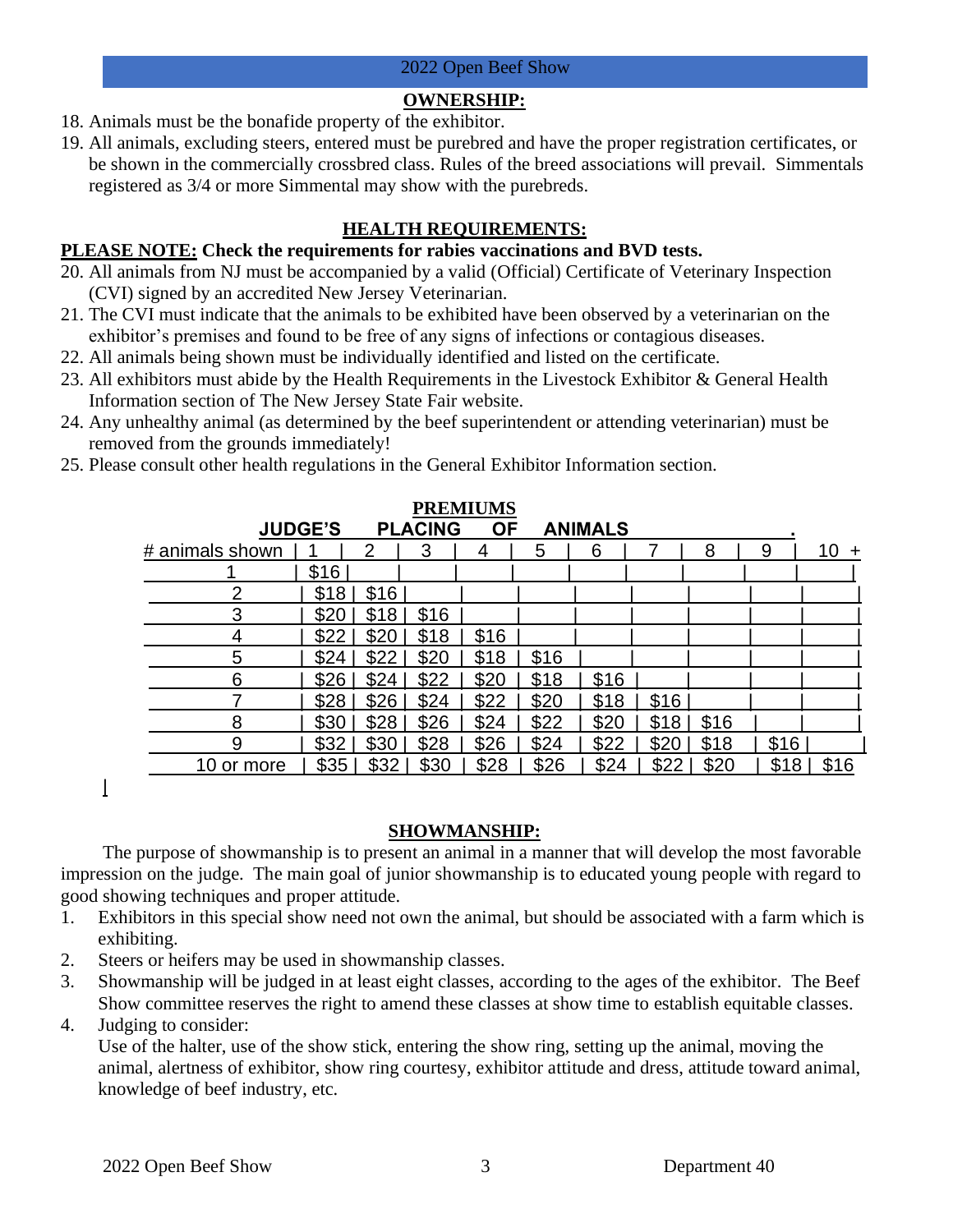## OWNERSHIP:

18. Animals must be the bonafide property of the exhibitor.
19. All animals, excluding steers, entered must be purebred and have the proper registration certificates, or be shown in the commercially crossbred class. Rules of the breed associations will prevail. Simmentals registered as 3/4 or more Simmental may show with the purebreds.

## HEALTH REQUIREMENTS:

**PLEASE NOTE: Check the requirements for rabies vaccinations and BVD tests.**

20. All animals from NJ must be accompanied by a valid (Official) Certificate of Veterinary Inspection (CVI) signed by an accredited New Jersey Veterinarian.
21. The CVI must indicate that the animals to be exhibited have been observed by a veterinarian on the exhibitor's premises and found to be free of any signs of infections or contagious diseases.
22. All animals being shown must be individually identified and listed on the certificate.
23. All exhibitors must abide by the Health Requirements in the Livestock Exhibitor & General Health Information section of The New Jersey State Fair website.
24. Any unhealthy animal (as determined by the beef superintendent or attending veterinarian) must be removed from the grounds immediately!
25. Please consult other health regulations in the General Exhibitor Information section.

## PREMIUMS

**JUDGE'S PLACING OF ANIMALS**

| # animals shown | 1 | 2 | 3 | 4 | 5 | 6 | 7 | 8 | 9 | 10 + |
|---|---|---|---|---|---|---|---|---|---|---|
| 1 | $16 | | | | | | | | | |
| 2 | $18 | $16 | | | | | | | | |
| 3 | $20 | $18 | $16 | | | | | | | |
| 4 | $22 | $20 | $18 | $16 | | | | | | |
| 5 | $24 | $22 | $20 | $18 | $16 | | | | | |
| 6 | $26 | $24 | $22 | $20 | $18 | $16 | | | | |
| 7 | $28 | $26 | $24 | $22 | $20 | $18 | $16 | | | |
| 8 | $30 | $28 | $26 | $24 | $22 | $20 | $18 | $16 | | |
| 9 | $32 | $30 | $28 | $26 | $24 | $22 | $20 | $18 | $16 | |
| 10 or more | $35 | $32 | $30 | $28 | $26 | $24 | $22 | $20 | $18 | $16 |

## SHOWMANSHIP:

The purpose of showmanship is to present an animal in a manner that will develop the most favorable impression on the judge. The main goal of junior showmanship is to educated young people with regard to good showing techniques and proper attitude.

1. Exhibitors in this special show need not own the animal, but should be associated with a farm which is exhibiting.
2. Steers or heifers may be used in showmanship classes.
3. Showmanship will be judged in at least eight classes, according to the ages of the exhibitor. The Beef Show committee reserves the right to amend these classes at show time to establish equitable classes.
4. Judging to consider:
   Use of the halter, use of the show stick, entering the show ring, setting up the animal, moving the animal, alertness of exhibitor, show ring courtesy, exhibitor attitude and dress, attitude toward animal, knowledge of beef industry, etc.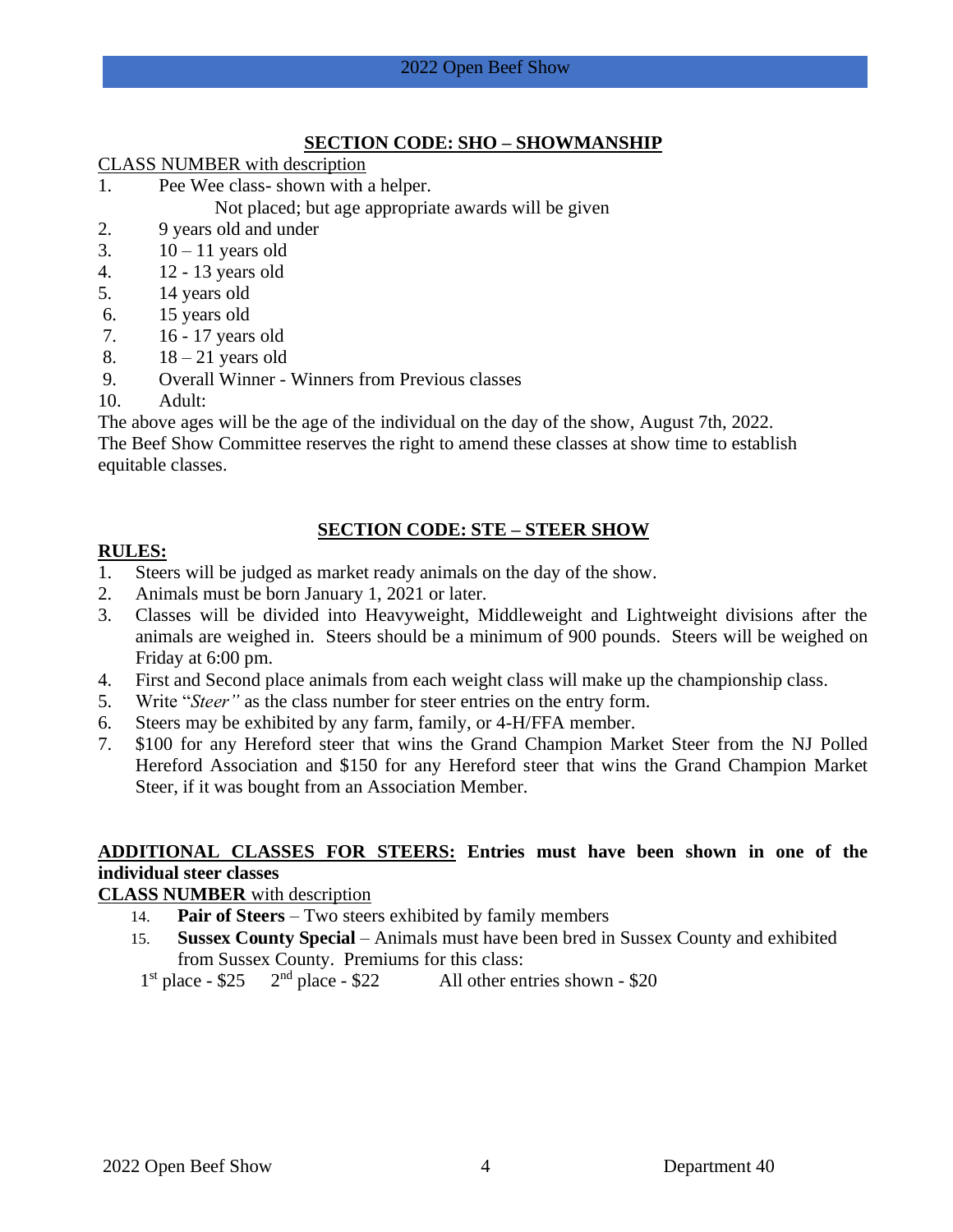## SECTION CODE: SHO – SHOWMANSHIP

CLASS NUMBER with description

1. Pee Wee class- shown with a helper.
   Not placed; but age appropriate awards will be given
2. 9 years old and under
3. 10 – 11 years old
4. 12 - 13 years old
5. 14 years old
6. 15 years old
7. 16 - 17 years old
8. 18 – 21 years old
9. Overall Winner - Winners from Previous classes
10. Adult:

The above ages will be the age of the individual on the day of the show, August 7th, 2022. The Beef Show Committee reserves the right to amend these classes at show time to establish equitable classes.

## SECTION CODE: STE – STEER SHOW

**RULES:**

1. Steers will be judged as market ready animals on the day of the show.
2. Animals must be born January 1, 2021 or later.
3. Classes will be divided into Heavyweight, Middleweight and Lightweight divisions after the animals are weighed in. Steers should be a minimum of 900 pounds. Steers will be weighed on Friday at 6:00 pm.
4. First and Second place animals from each weight class will make up the championship class.
5. Write "*Steer"* as the class number for steer entries on the entry form.
6. Steers may be exhibited by any farm, family, or 4-H/FFA member.
7. $100 for any Hereford steer that wins the Grand Champion Market Steer from the NJ Polled Hereford Association and $150 for any Hereford steer that wins the Grand Champion Market Steer, if it was bought from an Association Member.

**ADDITIONAL CLASSES FOR STEERS: Entries must have been shown in one of the individual steer classes**

**CLASS NUMBER** with description

14. **Pair of Steers** – Two steers exhibited by family members
15. **Sussex County Special** – Animals must have been bred in Sussex County and exhibited from Sussex County. Premiums for this class:

1st place - $25    2nd place - $22    All other entries shown - $20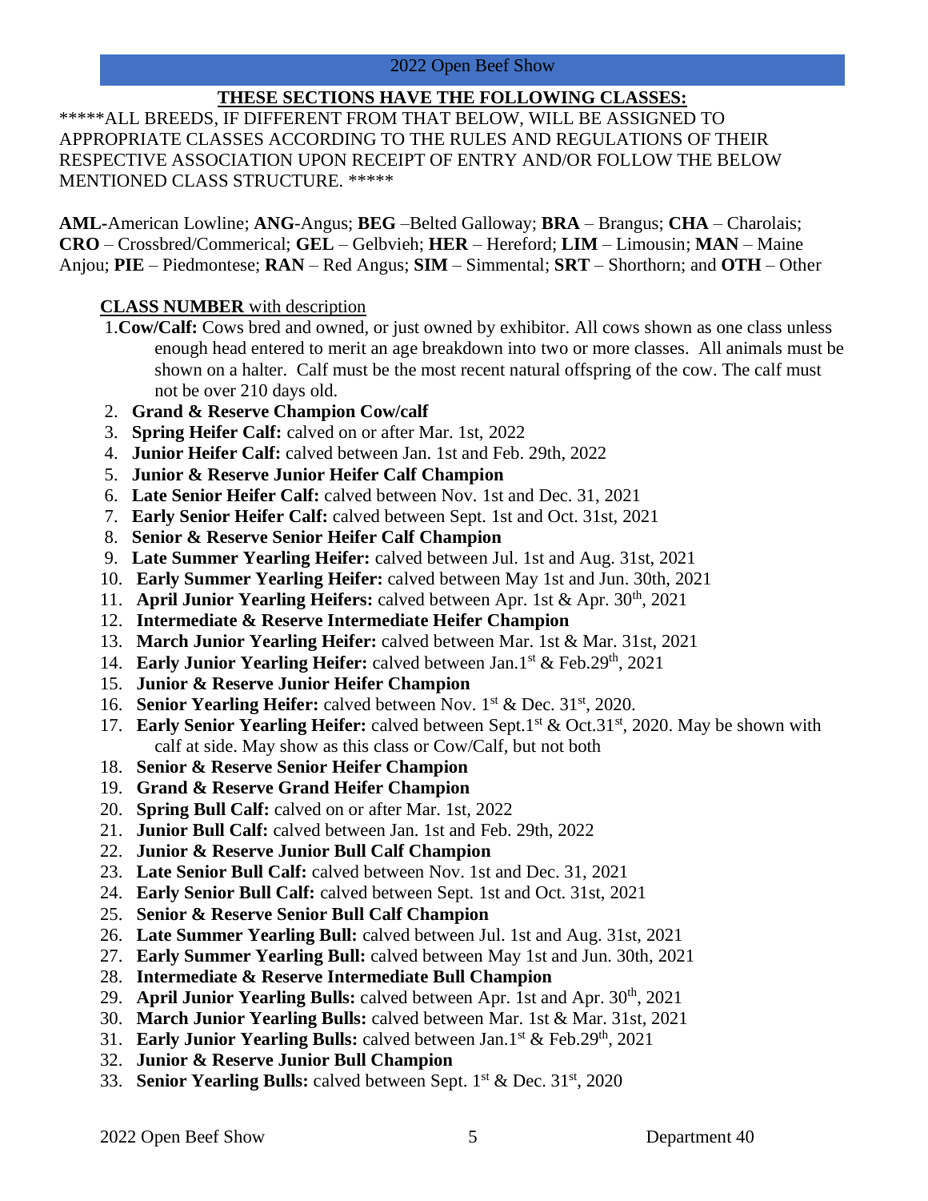2022 Open Beef Show

**THESE SECTIONS HAVE THE FOLLOWING CLASSES:**

*****ALL BREEDS, IF DIFFERENT FROM THAT BELOW, WILL BE ASSIGNED TO APPROPRIATE CLASSES ACCORDING TO THE RULES AND REGULATIONS OF THEIR RESPECTIVE ASSOCIATION UPON RECEIPT OF ENTRY AND/OR FOLLOW THE BELOW MENTIONED CLASS STRUCTURE. *****

**AML**-American Lowline; **ANG**-Angus; **BEG** –Belted Galloway; **BRA** – Brangus; **CHA** – Charolais; **CRO** – Crossbred/Commerical; **GEL** – Gelbvieh; **HER** – Hereford; **LIM** – Limousin; **MAN** – Maine Anjou; **PIE** – Piedmontese; **RAN** – Red Angus; **SIM** – Simmental; **SRT** – Shorthorn; and **OTH** – Other

**CLASS NUMBER** with description

1. **Cow/Calf:** Cows bred and owned, or just owned by exhibitor. All cows shown as one class unless enough head entered to merit an age breakdown into two or more classes. All animals must be shown on a halter. Calf must be the most recent natural offspring of the cow. The calf must not be over 210 days old.
2. **Grand & Reserve Champion Cow/calf**
3. **Spring Heifer Calf:** calved on or after Mar. 1st, 2022
4. **Junior Heifer Calf:** calved between Jan. 1st and Feb. 29th, 2022
5. **Junior & Reserve Junior Heifer Calf Champion**
6. **Late Senior Heifer Calf:** calved between Nov. 1st and Dec. 31, 2021
7. **Early Senior Heifer Calf:** calved between Sept. 1st and Oct. 31st, 2021
8. **Senior & Reserve Senior Heifer Calf Champion**
9. **Late Summer Yearling Heifer:** calved between Jul. 1st and Aug. 31st, 2021
10. **Early Summer Yearling Heifer:** calved between May 1st and Jun. 30th, 2021
11. **April Junior Yearling Heifers:** calved between Apr. 1st & Apr. 30th, 2021
12. **Intermediate & Reserve Intermediate Heifer Champion**
13. **March Junior Yearling Heifer:** calved between Mar. 1st & Mar. 31st, 2021
14. **Early Junior Yearling Heifer:** calved between Jan.1st & Feb.29th, 2021
15. **Junior & Reserve Junior Heifer Champion**
16. **Senior Yearling Heifer:** calved between Nov. 1st & Dec. 31st, 2020.
17. **Early Senior Yearling Heifer:** calved between Sept.1st & Oct.31st, 2020. May be shown with calf at side. May show as this class or Cow/Calf, but not both
18. **Senior & Reserve Senior Heifer Champion**
19. **Grand & Reserve Grand Heifer Champion**
20. **Spring Bull Calf:** calved on or after Mar. 1st, 2022
21. **Junior Bull Calf:** calved between Jan. 1st and Feb. 29th, 2022
22. **Junior & Reserve Junior Bull Calf Champion**
23. **Late Senior Bull Calf:** calved between Nov. 1st and Dec. 31, 2021
24. **Early Senior Bull Calf:** calved between Sept. 1st and Oct. 31st, 2021
25. **Senior & Reserve Senior Bull Calf Champion**
26. **Late Summer Yearling Bull:** calved between Jul. 1st and Aug. 31st, 2021
27. **Early Summer Yearling Bull:** calved between May 1st and Jun. 30th, 2021
28. **Intermediate & Reserve Intermediate Bull Champion**
29. **April Junior Yearling Bulls:** calved between Apr. 1st and Apr. 30th, 2021
30. **March Junior Yearling Bulls:** calved between Mar. 1st & Mar. 31st, 2021
31. **Early Junior Yearling Bulls:** calved between Jan.1st & Feb.29th, 2021
32. **Junior & Reserve Junior Bull Champion**
33. **Senior Yearling Bulls:** calved between Sept. 1st & Dec. 31st, 2020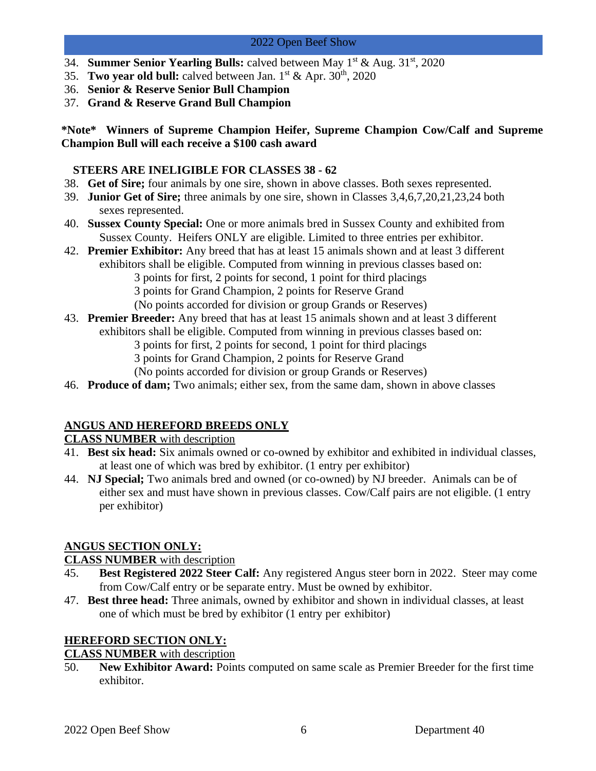34. **Summer Senior Yearling Bulls:** calved between May 1st & Aug. 31st, 2020
35. **Two year old bull:** calved between Jan. 1st & Apr. 30th, 2020
36. **Senior & Reserve Senior Bull Champion**
37. **Grand & Reserve Grand Bull Champion**

**\*Note\* Winners of Supreme Champion Heifer, Supreme Champion Cow/Calf and Supreme Champion Bull will each receive a $100 cash award**

**STEERS ARE INELIGIBLE FOR CLASSES 38 - 62**

38. **Get of Sire;** four animals by one sire, shown in above classes. Both sexes represented.
39. **Junior Get of Sire;** three animals by one sire, shown in Classes 3,4,6,7,20,21,23,24 both sexes represented.
40. **Sussex County Special:** One or more animals bred in Sussex County and exhibited from Sussex County. Heifers ONLY are eligible. Limited to three entries per exhibitor.
42. **Premier Exhibitor:** Any breed that has at least 15 animals shown and at least 3 different exhibitors shall be eligible. Computed from winning in previous classes based on:
    3 points for first, 2 points for second, 1 point for third placings
    3 points for Grand Champion, 2 points for Reserve Grand
    (No points accorded for division or group Grands or Reserves)
43. **Premier Breeder:** Any breed that has at least 15 animals shown and at least 3 different exhibitors shall be eligible. Computed from winning in previous classes based on:
    3 points for first, 2 points for second, 1 point for third placings
    3 points for Grand Champion, 2 points for Reserve Grand
    (No points accorded for division or group Grands or Reserves)
46. **Produce of dam;** Two animals; either sex, from the same dam, shown in above classes

## ANGUS AND HEREFORD BREEDS ONLY

**CLASS NUMBER** with description

41. **Best six head:** Six animals owned or co-owned by exhibitor and exhibited in individual classes, at least one of which was bred by exhibitor. (1 entry per exhibitor)
44. **NJ Special;** Two animals bred and owned (or co-owned) by NJ breeder. Animals can be of either sex and must have shown in previous classes. Cow/Calf pairs are not eligible. (1 entry per exhibitor)

## ANGUS SECTION ONLY:

**CLASS NUMBER** with description

45. **Best Registered 2022 Steer Calf:** Any registered Angus steer born in 2022. Steer may come from Cow/Calf entry or be separate entry. Must be owned by exhibitor.
47. **Best three head:** Three animals, owned by exhibitor and shown in individual classes, at least one of which must be bred by exhibitor (1 entry per exhibitor)

## HEREFORD SECTION ONLY:

**CLASS NUMBER** with description

50. **New Exhibitor Award:** Points computed on same scale as Premier Breeder for the first time exhibitor.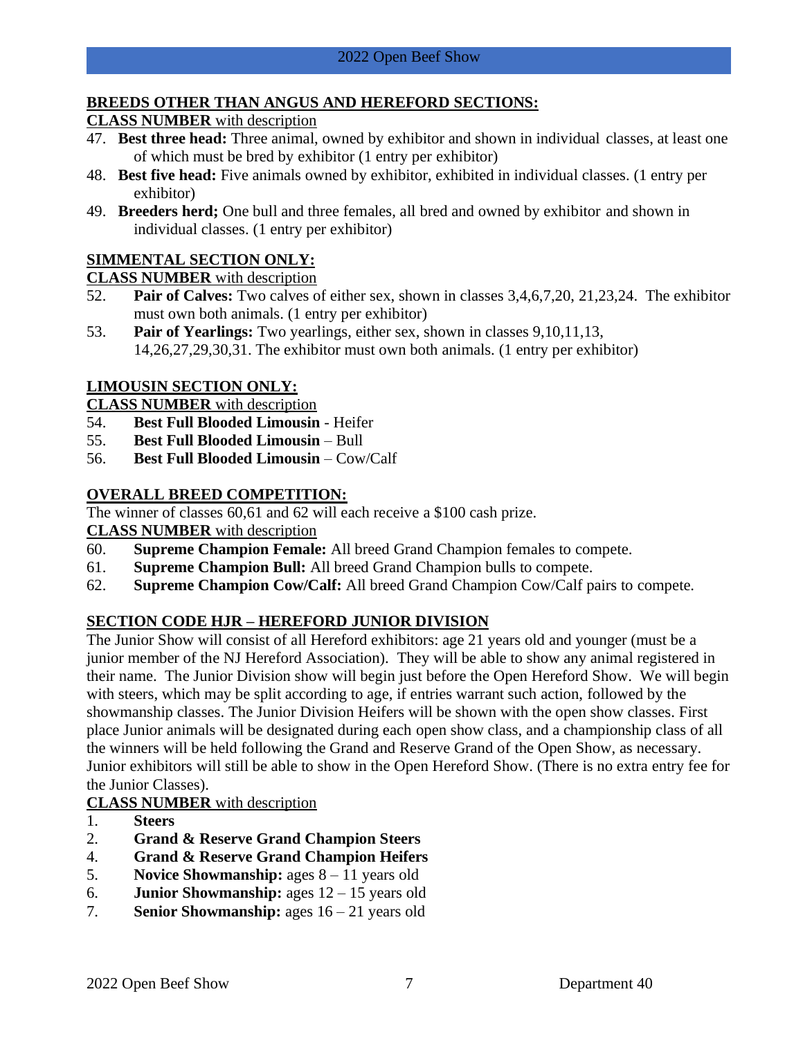## BREEDS OTHER THAN ANGUS AND HEREFORD SECTIONS:

**CLASS NUMBER** with description

47. **Best three head:** Three animal, owned by exhibitor and shown in individual classes, at least one of which must be bred by exhibitor (1 entry per exhibitor)
48. **Best five head:** Five animals owned by exhibitor, exhibited in individual classes. (1 entry per exhibitor)
49. **Breeders herd;** One bull and three females, all bred and owned by exhibitor and shown in individual classes. (1 entry per exhibitor)

## SIMMENTAL SECTION ONLY:

**CLASS NUMBER** with description

52. **Pair of Calves:** Two calves of either sex, shown in classes 3,4,6,7,20, 21,23,24. The exhibitor must own both animals. (1 entry per exhibitor)
53. **Pair of Yearlings:** Two yearlings, either sex, shown in classes 9,10,11,13, 14,26,27,29,30,31. The exhibitor must own both animals. (1 entry per exhibitor)

## LIMOUSIN SECTION ONLY:

**CLASS NUMBER** with description

54. **Best Full Blooded Limousin** - Heifer
55. **Best Full Blooded Limousin** – Bull
56. **Best Full Blooded Limousin** – Cow/Calf

## OVERALL BREED COMPETITION:

The winner of classes 60,61 and 62 will each receive a $100 cash prize.

**CLASS NUMBER** with description

60. **Supreme Champion Female:** All breed Grand Champion females to compete.
61. **Supreme Champion Bull:** All breed Grand Champion bulls to compete.
62. **Supreme Champion Cow/Calf:** All breed Grand Champion Cow/Calf pairs to compete.

## SECTION CODE HJR – HEREFORD JUNIOR DIVISION

The Junior Show will consist of all Hereford exhibitors: age 21 years old and younger (must be a junior member of the NJ Hereford Association). They will be able to show any animal registered in their name. The Junior Division show will begin just before the Open Hereford Show. We will begin with steers, which may be split according to age, if entries warrant such action, followed by the showmanship classes. The Junior Division Heifers will be shown with the open show classes. First place Junior animals will be designated during each open show class, and a championship class of all the winners will be held following the Grand and Reserve Grand of the Open Show, as necessary. Junior exhibitors will still be able to show in the Open Hereford Show. (There is no extra entry fee for the Junior Classes).

**CLASS NUMBER** with description

1. **Steers**
2. **Grand & Reserve Grand Champion Steers**
4. **Grand & Reserve Grand Champion Heifers**
5. **Novice Showmanship:** ages 8 – 11 years old
6. **Junior Showmanship:** ages 12 – 15 years old
7. **Senior Showmanship:** ages 16 – 21 years old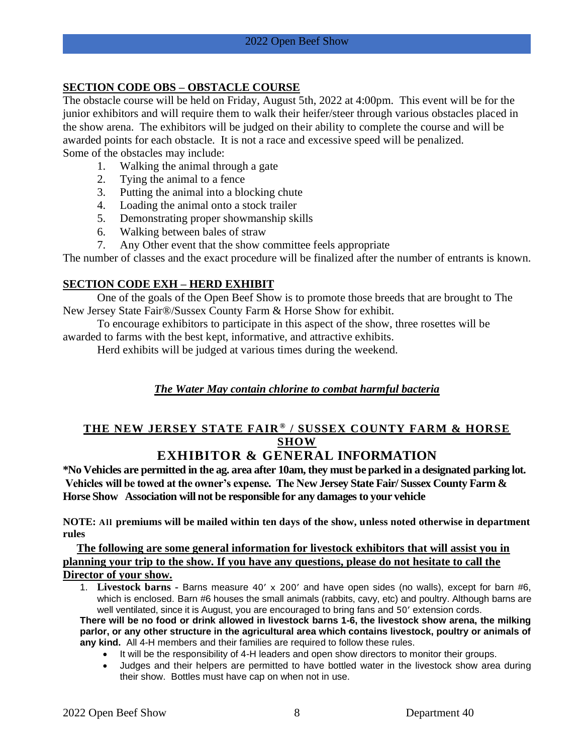## SECTION CODE OBS – OBSTACLE COURSE

The obstacle course will be held on Friday, August 5th, 2022 at 4:00pm. This event will be for the junior exhibitors and will require them to walk their heifer/steer through various obstacles placed in the show arena. The exhibitors will be judged on their ability to complete the course and will be awarded points for each obstacle. It is not a race and excessive speed will be penalized.
Some of the obstacles may include:

1. Walking the animal through a gate
2. Tying the animal to a fence
3. Putting the animal into a blocking chute
4. Loading the animal onto a stock trailer
5. Demonstrating proper showmanship skills
6. Walking between bales of straw
7. Any Other event that the show committee feels appropriate

The number of classes and the exact procedure will be finalized after the number of entrants is known.

## SECTION CODE EXH – HERD EXHIBIT

One of the goals of the Open Beef Show is to promote those breeds that are brought to The New Jersey State Fair®/Sussex County Farm & Horse Show for exhibit.

To encourage exhibitors to participate in this aspect of the show, three rosettes will be awarded to farms with the best kept, informative, and attractive exhibits.

Herd exhibits will be judged at various times during the weekend.

***The Water May contain chlorine to combat harmful bacteria***

## THE NEW JERSEY STATE FAIR® / SUSSEX COUNTY FARM & HORSE SHOW

## EXHIBITOR & GENERAL INFORMATION

**\*No Vehicles are permitted in the ag. area after 10am, they must be parked in a designated parking lot. Vehicles will be towed at the owner's expense. The New Jersey State Fair/ Sussex County Farm & Horse Show Association will not be responsible for any damages to your vehicle**

**NOTE: All premiums will be mailed within ten days of the show, unless noted otherwise in department rules**

**The following are some general information for livestock exhibitors that will assist you in planning your trip to the show. If you have any questions, please do not hesitate to call the Director of your show.**

1. **Livestock barns** - Barns measure 40′ x 200′ and have open sides (no walls), except for barn #6, which is enclosed. Barn #6 houses the small animals (rabbits, cavy, etc) and poultry. Although barns are well ventilated, since it is August, you are encouraged to bring fans and 50′ extension cords.

   **There will be no food or drink allowed in livestock barns 1-6, the livestock show arena, the milking parlor, or any other structure in the agricultural area which contains livestock, poultry or animals of any kind.** All 4-H members and their families are required to follow these rules.

   - It will be the responsibility of 4-H leaders and open show directors to monitor their groups.
   - Judges and their helpers are permitted to have bottled water in the livestock show area during their show. Bottles must have cap on when not in use.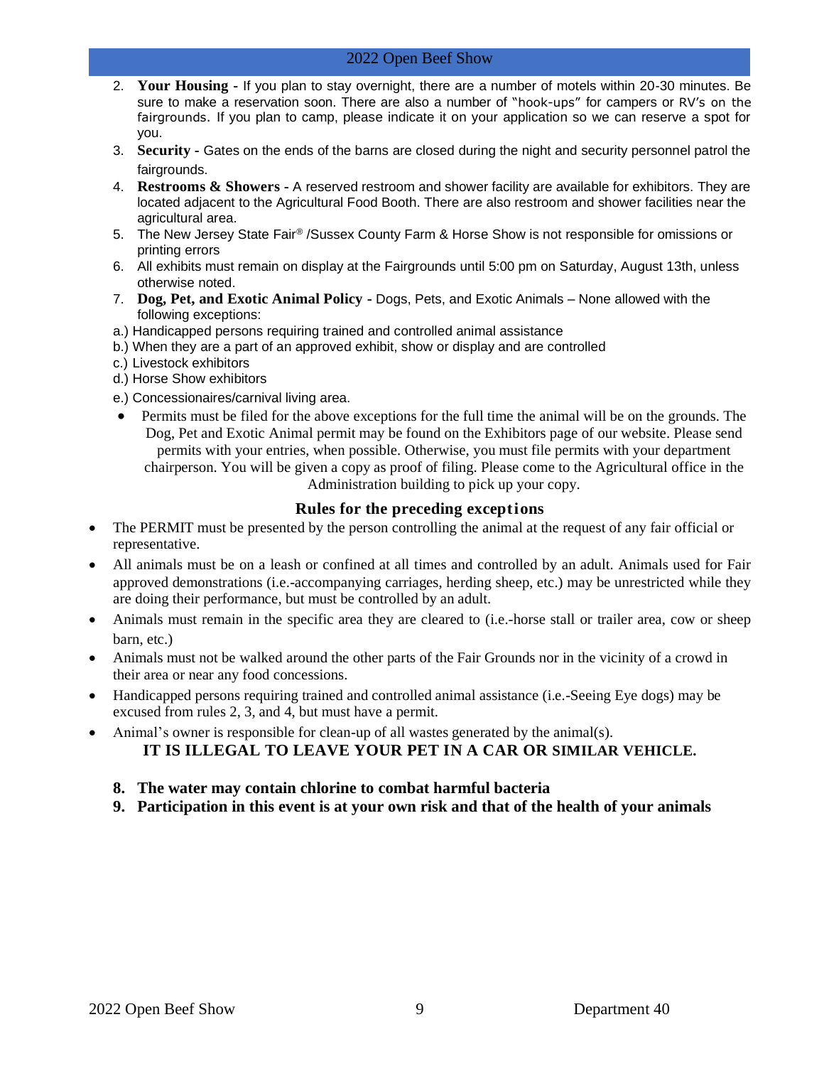2. **Your Housing** - If you plan to stay overnight, there are a number of motels within 20-30 minutes. Be sure to make a reservation soon. There are also a number of "hook-ups" for campers or RV's on the fairgrounds. If you plan to camp, please indicate it on your application so we can reserve a spot for you.
3. **Security** - Gates on the ends of the barns are closed during the night and security personnel patrol the fairgrounds.
4. **Restrooms & Showers** - A reserved restroom and shower facility are available for exhibitors. They are located adjacent to the Agricultural Food Booth. There are also restroom and shower facilities near the agricultural area.
5. The New Jersey State Fair® /Sussex County Farm & Horse Show is not responsible for omissions or printing errors
6. All exhibits must remain on display at the Fairgrounds until 5:00 pm on Saturday, August 13th, unless otherwise noted.
7. **Dog, Pet, and Exotic Animal Policy** - Dogs, Pets, and Exotic Animals – None allowed with the following exceptions:

a.) Handicapped persons requiring trained and controlled animal assistance
b.) When they are a part of an approved exhibit, show or display and are controlled
c.) Livestock exhibitors
d.) Horse Show exhibitors
e.) Concessionaires/carnival living area.

- Permits must be filed for the above exceptions for the full time the animal will be on the grounds. The Dog, Pet and Exotic Animal permit may be found on the Exhibitors page of our website. Please send permits with your entries, when possible. Otherwise, you must file permits with your department chairperson. You will be given a copy as proof of filing. Please come to the Agricultural office in the Administration building to pick up your copy.

### Rules for the preceding exceptions

- The PERMIT must be presented by the person controlling the animal at the request of any fair official or representative.
- All animals must be on a leash or confined at all times and controlled by an adult. Animals used for Fair approved demonstrations (i.e.-accompanying carriages, herding sheep, etc.) may be unrestricted while they are doing their performance, but must be controlled by an adult.
- Animals must remain in the specific area they are cleared to (i.e.-horse stall or trailer area, cow or sheep barn, etc.)
- Animals must not be walked around the other parts of the Fair Grounds nor in the vicinity of a crowd in their area or near any food concessions.
- Handicapped persons requiring trained and controlled animal assistance (i.e.-Seeing Eye dogs) may be excused from rules 2, 3, and 4, but must have a permit.
- Animal's owner is responsible for clean-up of all wastes generated by the animal(s).

**IT IS ILLEGAL TO LEAVE YOUR PET IN A CAR OR SIMILAR VEHICLE.**

8. **The water may contain chlorine to combat harmful bacteria**
9. **Participation in this event is at your own risk and that of the health of your animals**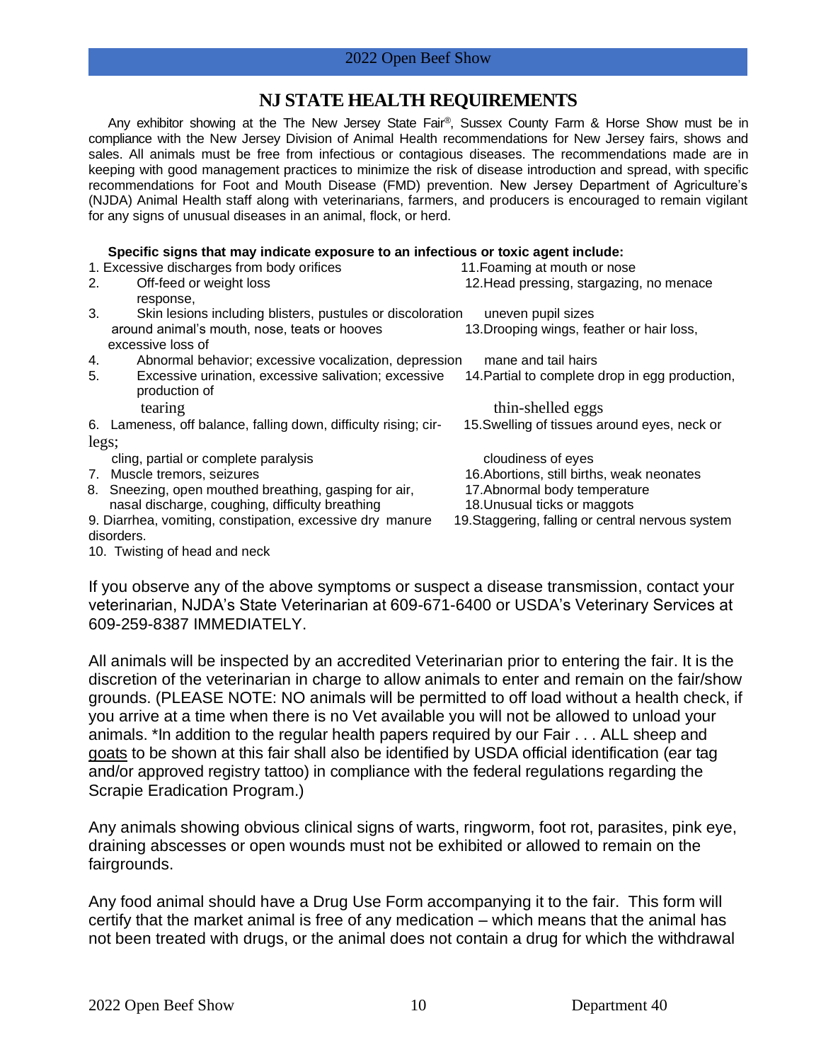## NJ STATE HEALTH REQUIREMENTS

Any exhibitor showing at the The New Jersey State Fair®, Sussex County Farm & Horse Show must be in compliance with the New Jersey Division of Animal Health recommendations for New Jersey fairs, shows and sales. All animals must be free from infectious or contagious diseases. The recommendations made are in keeping with good management practices to minimize the risk of disease introduction and spread, with specific recommendations for Foot and Mouth Disease (FMD) prevention. New Jersey Department of Agriculture's (NJDA) Animal Health staff along with veterinarians, farmers, and producers is encouraged to remain vigilant for any signs of unusual diseases in an animal, flock, or herd.

**Specific signs that may indicate exposure to an infectious or toxic agent include:**

1. Excessive discharges from body orifices
2. Off-feed or weight loss
3. Skin lesions including blisters, pustules or discoloration around animal's mouth, nose, teats or hooves
4. Abnormal behavior; excessive vocalization, depression
5. Excessive urination, excessive salivation; excessive production of tearing
6. Lameness, off balance, falling down, difficulty rising; circling, partial or complete paralysis
7. Muscle tremors, seizures
8. Sneezing, open mouthed breathing, gasping for air, nasal discharge, coughing, difficulty breathing
9. Diarrhea, vomiting, constipation, excessive dry manure disorders.
10. Twisting of head and neck
11. Foaming at mouth or nose
12. Head pressing, stargazing, no menace response, uneven pupil sizes
13. Drooping wings, feather or hair loss, excessive loss of mane and tail hairs
14. Partial to complete drop in egg production, thin-shelled eggs
15. Swelling of tissues around eyes, neck or legs; cloudiness of eyes
16. Abortions, still births, weak neonates
17. Abnormal body temperature
18. Unusual ticks or maggots
19. Staggering, falling or central nervous system

If you observe any of the above symptoms or suspect a disease transmission, contact your veterinarian, NJDA's State Veterinarian at 609-671-6400 or USDA's Veterinary Services at 609-259-8387 IMMEDIATELY.

All animals will be inspected by an accredited Veterinarian prior to entering the fair. It is the discretion of the veterinarian in charge to allow animals to enter and remain on the fair/show grounds. (PLEASE NOTE: NO animals will be permitted to off load without a health check, if you arrive at a time when there is no Vet available you will not be allowed to unload your animals. *In addition to the regular health papers required by our Fair . . . ALL sheep and goats to be shown at this fair shall also be identified by USDA official identification (ear tag and/or approved registry tattoo) in compliance with the federal regulations regarding the Scrapie Eradication Program.)

Any animals showing obvious clinical signs of warts, ringworm, foot rot, parasites, pink eye, draining abscesses or open wounds must not be exhibited or allowed to remain on the fairgrounds.

Any food animal should have a Drug Use Form accompanying it to the fair. This form will certify that the market animal is free of any medication – which means that the animal has not been treated with drugs, or the animal does not contain a drug for which the withdrawal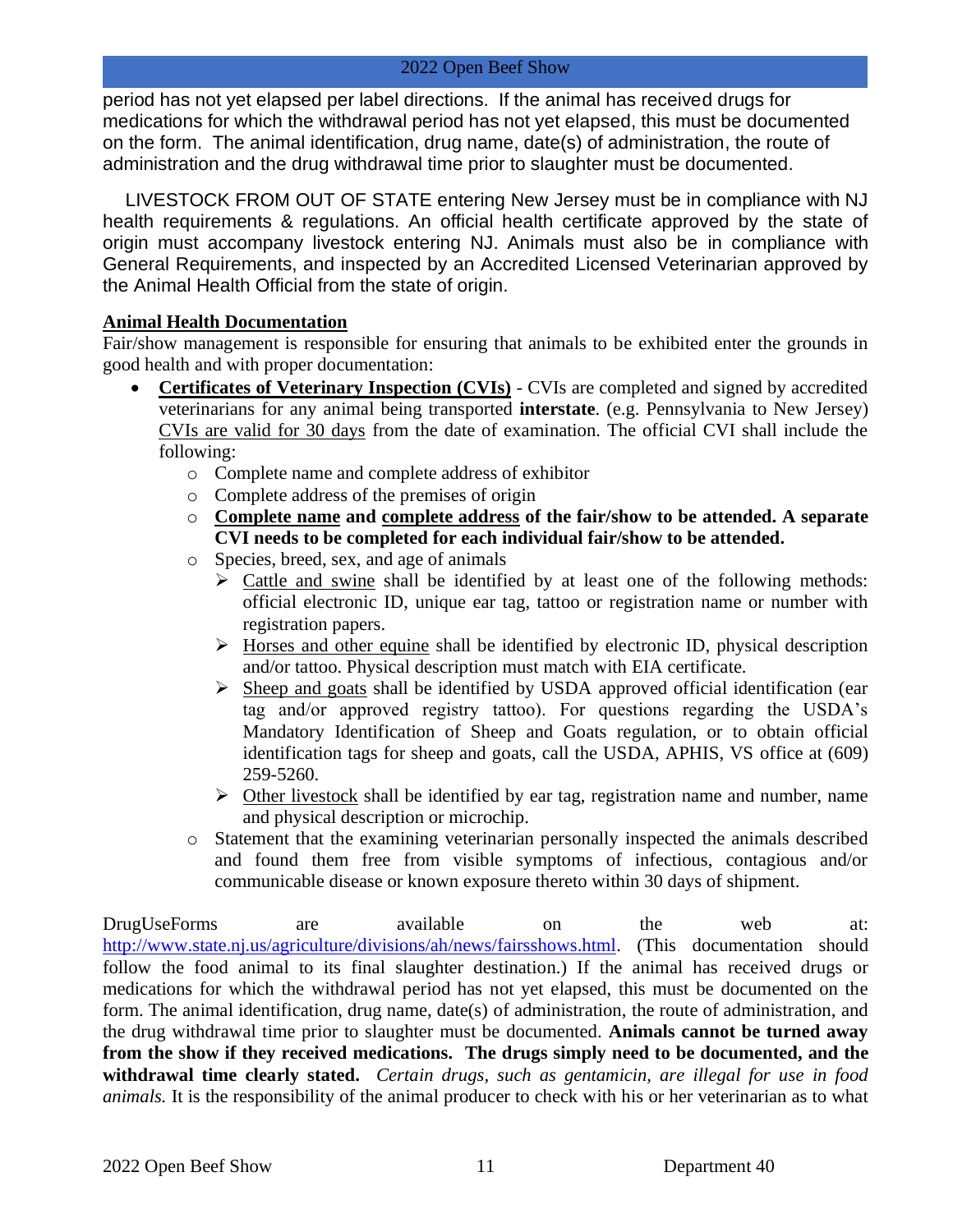period has not yet elapsed per label directions. If the animal has received drugs for medications for which the withdrawal period has not yet elapsed, this must be documented on the form. The animal identification, drug name, date(s) of administration, the route of administration and the drug withdrawal time prior to slaughter must be documented.

LIVESTOCK FROM OUT OF STATE entering New Jersey must be in compliance with NJ health requirements & regulations. An official health certificate approved by the state of origin must accompany livestock entering NJ. Animals must also be in compliance with General Requirements, and inspected by an Accredited Licensed Veterinarian approved by the Animal Health Official from the state of origin.

**Animal Health Documentation**

Fair/show management is responsible for ensuring that animals to be exhibited enter the grounds in good health and with proper documentation:

- **Certificates of Veterinary Inspection (CVIs)** - CVIs are completed and signed by accredited veterinarians for any animal being transported **interstate**. (e.g. Pennsylvania to New Jersey) CVIs are valid for 30 days from the date of examination. The official CVI shall include the following:
    - Complete name and complete address of exhibitor
    - Complete address of the premises of origin
    - **Complete name and complete address of the fair/show to be attended. A separate CVI needs to be completed for each individual fair/show to be attended.**
    - Species, breed, sex, and age of animals
        - Cattle and swine shall be identified by at least one of the following methods: official electronic ID, unique ear tag, tattoo or registration name or number with registration papers.
        - Horses and other equine shall be identified by electronic ID, physical description and/or tattoo. Physical description must match with EIA certificate.
        - Sheep and goats shall be identified by USDA approved official identification (ear tag and/or approved registry tattoo). For questions regarding the USDA's Mandatory Identification of Sheep and Goats regulation, or to obtain official identification tags for sheep and goats, call the USDA, APHIS, VS office at (609) 259-5260.
        - Other livestock shall be identified by ear tag, registration name and number, name and physical description or microchip.
    - Statement that the examining veterinarian personally inspected the animals described and found them free from visible symptoms of infectious, contagious and/or communicable disease or known exposure thereto within 30 days of shipment.

DrugUseForms are available on the web at: http://www.state.nj.us/agriculture/divisions/ah/news/fairsshows.html. (This documentation should follow the food animal to its final slaughter destination.) If the animal has received drugs or medications for which the withdrawal period has not yet elapsed, this must be documented on the form. The animal identification, drug name, date(s) of administration, the route of administration, and the drug withdrawal time prior to slaughter must be documented. **Animals cannot be turned away from the show if they received medications. The drugs simply need to be documented, and the withdrawal time clearly stated.** *Certain drugs, such as gentamicin, are illegal for use in food animals.* It is the responsibility of the animal producer to check with his or her veterinarian as to what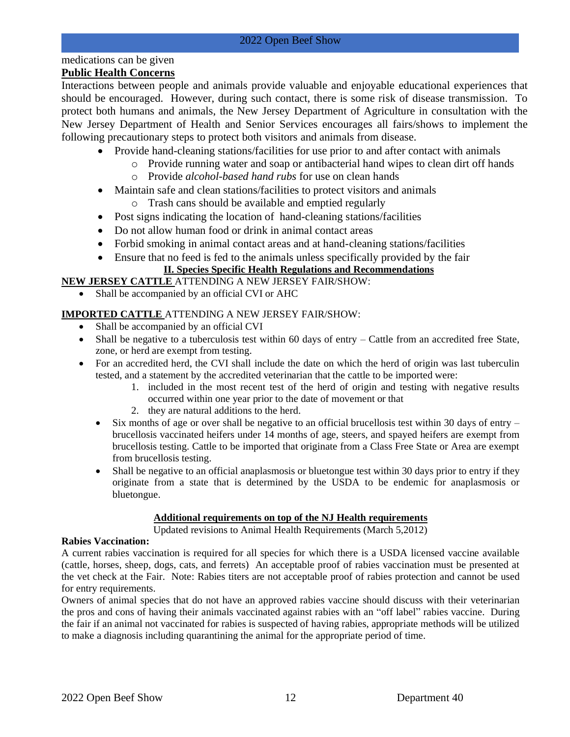medications can be given

**Public Health Concerns**

Interactions between people and animals provide valuable and enjoyable educational experiences that should be encouraged. However, during such contact, there is some risk of disease transmission. To protect both humans and animals, the New Jersey Department of Agriculture in consultation with the New Jersey Department of Health and Senior Services encourages all fairs/shows to implement the following precautionary steps to protect both visitors and animals from disease.

- Provide hand-cleaning stations/facilities for use prior to and after contact with animals
  - Provide running water and soap or antibacterial hand wipes to clean dirt off hands
  - Provide *alcohol-based hand rubs* for use on clean hands
- Maintain safe and clean stations/facilities to protect visitors and animals
  - Trash cans should be available and emptied regularly
- Post signs indicating the location of hand-cleaning stations/facilities
- Do not allow human food or drink in animal contact areas
- Forbid smoking in animal contact areas and at hand-cleaning stations/facilities
- Ensure that no feed is fed to the animals unless specifically provided by the fair

## II. Species Specific Health Regulations and Recommendations

**NEW JERSEY CATTLE** ATTENDING A NEW JERSEY FAIR/SHOW:

- Shall be accompanied by an official CVI or AHC

**IMPORTED CATTLE** ATTENDING A NEW JERSEY FAIR/SHOW:

- Shall be accompanied by an official CVI
- Shall be negative to a tuberculosis test within 60 days of entry – Cattle from an accredited free State, zone, or herd are exempt from testing.
- For an accredited herd, the CVI shall include the date on which the herd of origin was last tuberculin tested, and a statement by the accredited veterinarian that the cattle to be imported were:
  1. included in the most recent test of the herd of origin and testing with negative results occurred within one year prior to the date of movement or that
  2. they are natural additions to the herd.
- Six months of age or over shall be negative to an official brucellosis test within 30 days of entry – brucellosis vaccinated heifers under 14 months of age, steers, and spayed heifers are exempt from brucellosis testing. Cattle to be imported that originate from a Class Free State or Area are exempt from brucellosis testing.
- Shall be negative to an official anaplasmosis or bluetongue test within 30 days prior to entry if they originate from a state that is determined by the USDA to be endemic for anaplasmosis or bluetongue.

### Additional requirements on top of the NJ Health requirements

Updated revisions to Animal Health Requirements (March 5,2012)

**Rabies Vaccination:**

A current rabies vaccination is required for all species for which there is a USDA licensed vaccine available (cattle, horses, sheep, dogs, cats, and ferrets) An acceptable proof of rabies vaccination must be presented at the vet check at the Fair. Note: Rabies titers are not acceptable proof of rabies protection and cannot be used for entry requirements.

Owners of animal species that do not have an approved rabies vaccine should discuss with their veterinarian the pros and cons of having their animals vaccinated against rabies with an "off label" rabies vaccine. During the fair if an animal not vaccinated for rabies is suspected of having rabies, appropriate methods will be utilized to make a diagnosis including quarantining the animal for the appropriate period of time.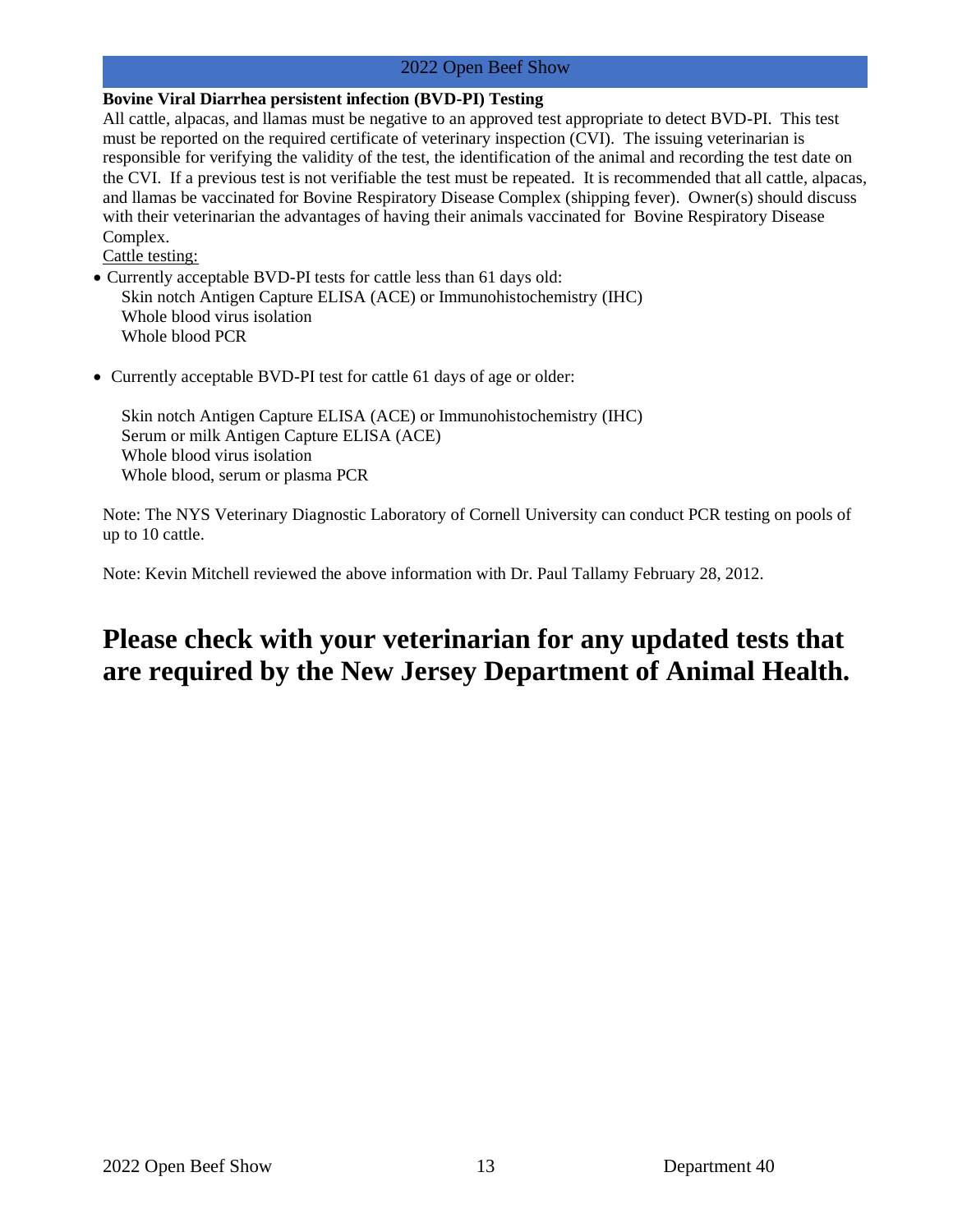**Bovine Viral Diarrhea persistent infection (BVD-PI) Testing**

All cattle, alpacas, and llamas must be negative to an approved test appropriate to detect BVD-PI. This test must be reported on the required certificate of veterinary inspection (CVI). The issuing veterinarian is responsible for verifying the validity of the test, the identification of the animal and recording the test date on the CVI. If a previous test is not verifiable the test must be repeated. It is recommended that all cattle, alpacas, and llamas be vaccinated for Bovine Respiratory Disease Complex (shipping fever). Owner(s) should discuss with their veterinarian the advantages of having their animals vaccinated for Bovine Respiratory Disease Complex.

Cattle testing:

- Currently acceptable BVD-PI tests for cattle less than 61 days old:
  - Skin notch Antigen Capture ELISA (ACE) or Immunohistochemistry (IHC)
  - Whole blood virus isolation
  - Whole blood PCR

- Currently acceptable BVD-PI test for cattle 61 days of age or older:
  - Skin notch Antigen Capture ELISA (ACE) or Immunohistochemistry (IHC)
  - Serum or milk Antigen Capture ELISA (ACE)
  - Whole blood virus isolation
  - Whole blood, serum or plasma PCR

Note: The NYS Veterinary Diagnostic Laboratory of Cornell University can conduct PCR testing on pools of up to 10 cattle.

Note: Kevin Mitchell reviewed the above information with Dr. Paul Tallamy February 28, 2012.

# Please check with your veterinarian for any updated tests that are required by the New Jersey Department of Animal Health.